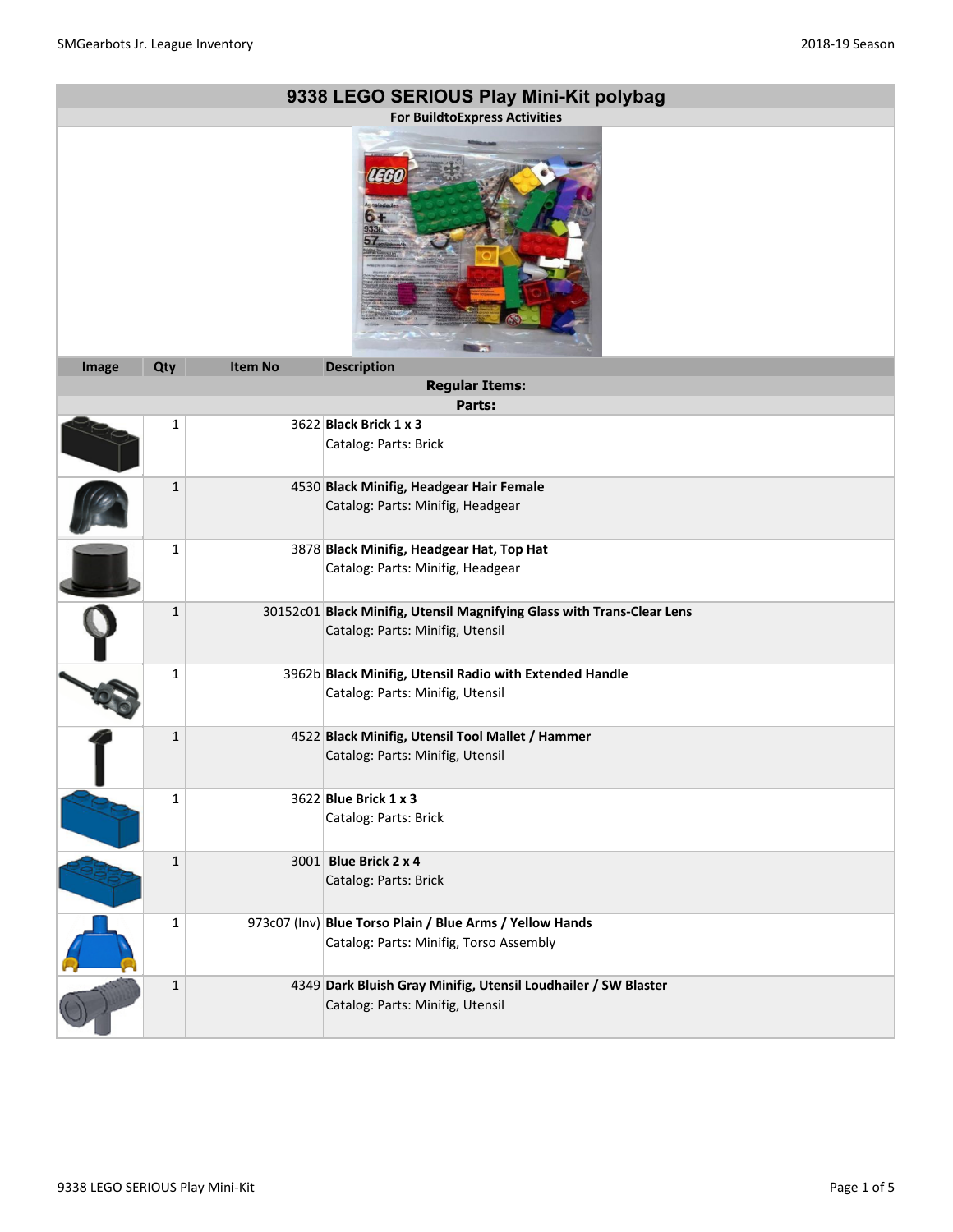# 9338 LEGO SERIOUS Play Mini-Kit polybag

**For BuildtoExpress Activities**

| Image | Qty | Item No | Description |
|---|---|---|---|
| | | | **Regular Items:** |
| | | | **Parts:** |
| | 1 | 3622 | **Black Brick 1 x 3**<br>Catalog: Parts: Brick |
| | 1 | 4530 | **Black Minifig, Headgear Hair Female**<br>Catalog: Parts: Minifig, Headgear |
| | 1 | 3878 | **Black Minifig, Headgear Hat, Top Hat**<br>Catalog: Parts: Minifig, Headgear |
| | 1 | 30152c01 | **Black Minifig, Utensil Magnifying Glass with Trans-Clear Lens**<br>Catalog: Parts: Minifig, Utensil |
| | 1 | 3962b | **Black Minifig, Utensil Radio with Extended Handle**<br>Catalog: Parts: Minifig, Utensil |
| | 1 | 4522 | **Black Minifig, Utensil Tool Mallet / Hammer**<br>Catalog: Parts: Minifig, Utensil |
| | 1 | 3622 | **Blue Brick 1 x 3**<br>Catalog: Parts: Brick |
| | 1 | 3001 | **Blue Brick 2 x 4**<br>Catalog: Parts: Brick |
| | 1 | 973c07 (Inv) | **Blue Torso Plain / Blue Arms / Yellow Hands**<br>Catalog: Parts: Minifig, Torso Assembly |
| | 1 | 4349 | **Dark Bluish Gray Minifig, Utensil Loudhailer / SW Blaster**<br>Catalog: Parts: Minifig, Utensil |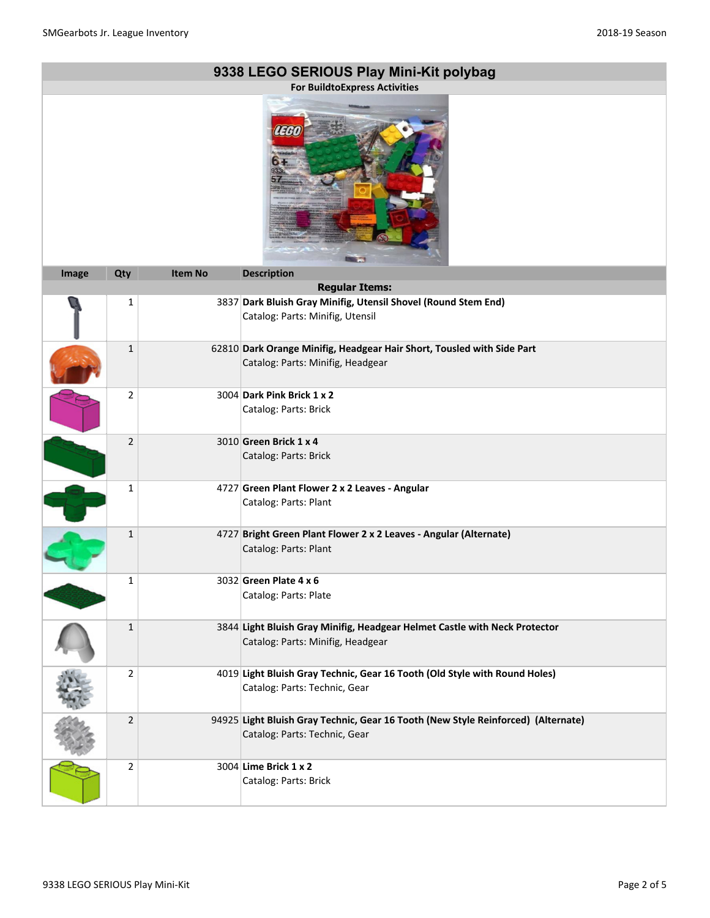## 9338 LEGO SERIOUS Play Mini-Kit polybag

**For BuildtoExpress Activities**

| Image | Qty | Item No | Description |
|---|---|---|---|
| | | | **Regular Items:** |
| | 1 | 3837 | **Dark Bluish Gray Minifig, Utensil Shovel (Round Stem End)** Catalog: Parts: Minifig, Utensil |
| | 1 | 62810 | **Dark Orange Minifig, Headgear Hair Short, Tousled with Side Part** Catalog: Parts: Minifig, Headgear |
| | 2 | 3004 | **Dark Pink Brick 1 x 2** Catalog: Parts: Brick |
| | 2 | 3010 | **Green Brick 1 x 4** Catalog: Parts: Brick |
| | 1 | 4727 | **Green Plant Flower 2 x 2 Leaves - Angular** Catalog: Parts: Plant |
| | 1 | 4727 | **Bright Green Plant Flower 2 x 2 Leaves - Angular (Alternate)** Catalog: Parts: Plant |
| | 1 | 3032 | **Green Plate 4 x 6** Catalog: Parts: Plate |
| | 1 | 3844 | **Light Bluish Gray Minifig, Headgear Helmet Castle with Neck Protector** Catalog: Parts: Minifig, Headgear |
| | 2 | 4019 | **Light Bluish Gray Technic, Gear 16 Tooth (Old Style with Round Holes)** Catalog: Parts: Technic, Gear |
| | 2 | 94925 | **Light Bluish Gray Technic, Gear 16 Tooth (New Style Reinforced) (Alternate)** Catalog: Parts: Technic, Gear |
| | 2 | 3004 | **Lime Brick 1 x 2** Catalog: Parts: Brick |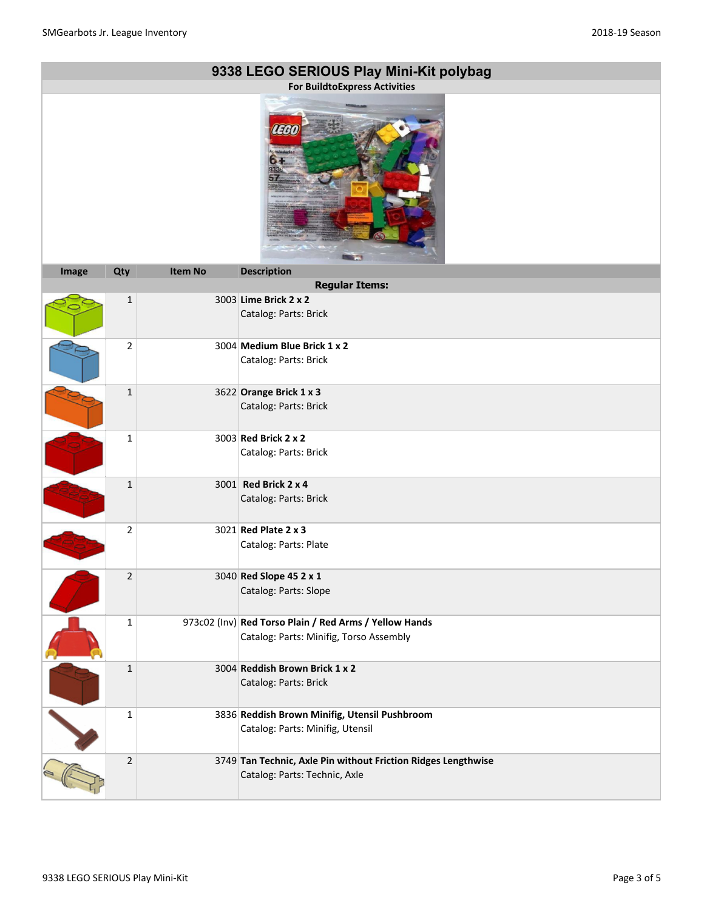# 9338 LEGO SERIOUS Play Mini-Kit polybag

**For BuildtoExpress Activities**

| Image | Qty | Item No | Description |
|---|---|---|---|
| | | | **Regular Items:** |
| | 1 | 3003 | **Lime Brick 2 x 2**<br>Catalog: Parts: Brick |
| | 2 | 3004 | **Medium Blue Brick 1 x 2**<br>Catalog: Parts: Brick |
| | 1 | 3622 | **Orange Brick 1 x 3**<br>Catalog: Parts: Brick |
| | 1 | 3003 | **Red Brick 2 x 2**<br>Catalog: Parts: Brick |
| | 1 | 3001 | **Red Brick 2 x 4**<br>Catalog: Parts: Brick |
| | 2 | 3021 | **Red Plate 2 x 3**<br>Catalog: Parts: Plate |
| | 2 | 3040 | **Red Slope 45 2 x 1**<br>Catalog: Parts: Slope |
| | 1 | 973c02 (Inv) | **Red Torso Plain / Red Arms / Yellow Hands**<br>Catalog: Parts: Minifig, Torso Assembly |
| | 1 | 3004 | **Reddish Brown Brick 1 x 2**<br>Catalog: Parts: Brick |
| | 1 | 3836 | **Reddish Brown Minifig, Utensil Pushbroom**<br>Catalog: Parts: Minifig, Utensil |
| | 2 | 3749 | **Tan Technic, Axle Pin without Friction Ridges Lengthwise**<br>Catalog: Parts: Technic, Axle |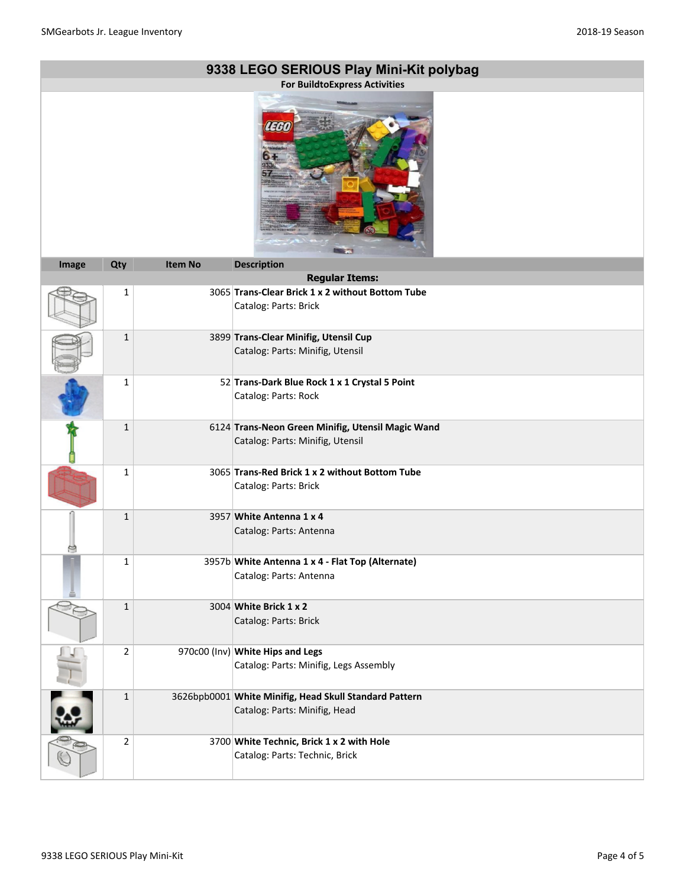# 9338 LEGO SERIOUS Play Mini-Kit polybag

**For BuildtoExpress Activities**

| Image | Qty | Item No | Description |
|---|---|---|---|
| **Regular Items:** | | | |
| | 1 | 3065 | **Trans-Clear Brick 1 x 2 without Bottom Tube**<br>Catalog: Parts: Brick |
| | 1 | 3899 | **Trans-Clear Minifig, Utensil Cup**<br>Catalog: Parts: Minifig, Utensil |
| | 1 | 52 | **Trans-Dark Blue Rock 1 x 1 Crystal 5 Point**<br>Catalog: Parts: Rock |
| | 1 | 6124 | **Trans-Neon Green Minifig, Utensil Magic Wand**<br>Catalog: Parts: Minifig, Utensil |
| | 1 | 3065 | **Trans-Red Brick 1 x 2 without Bottom Tube**<br>Catalog: Parts: Brick |
| | 1 | 3957 | **White Antenna 1 x 4**<br>Catalog: Parts: Antenna |
| | 1 | 3957b | **White Antenna 1 x 4 - Flat Top (Alternate)**<br>Catalog: Parts: Antenna |
| | 1 | 3004 | **White Brick 1 x 2**<br>Catalog: Parts: Brick |
| | 2 | 970c00 (Inv) | **White Hips and Legs**<br>Catalog: Parts: Minifig, Legs Assembly |
| | 1 | 3626bpb0001 | **White Minifig, Head Skull Standard Pattern**<br>Catalog: Parts: Minifig, Head |
| | 2 | 3700 | **White Technic, Brick 1 x 2 with Hole**<br>Catalog: Parts: Technic, Brick |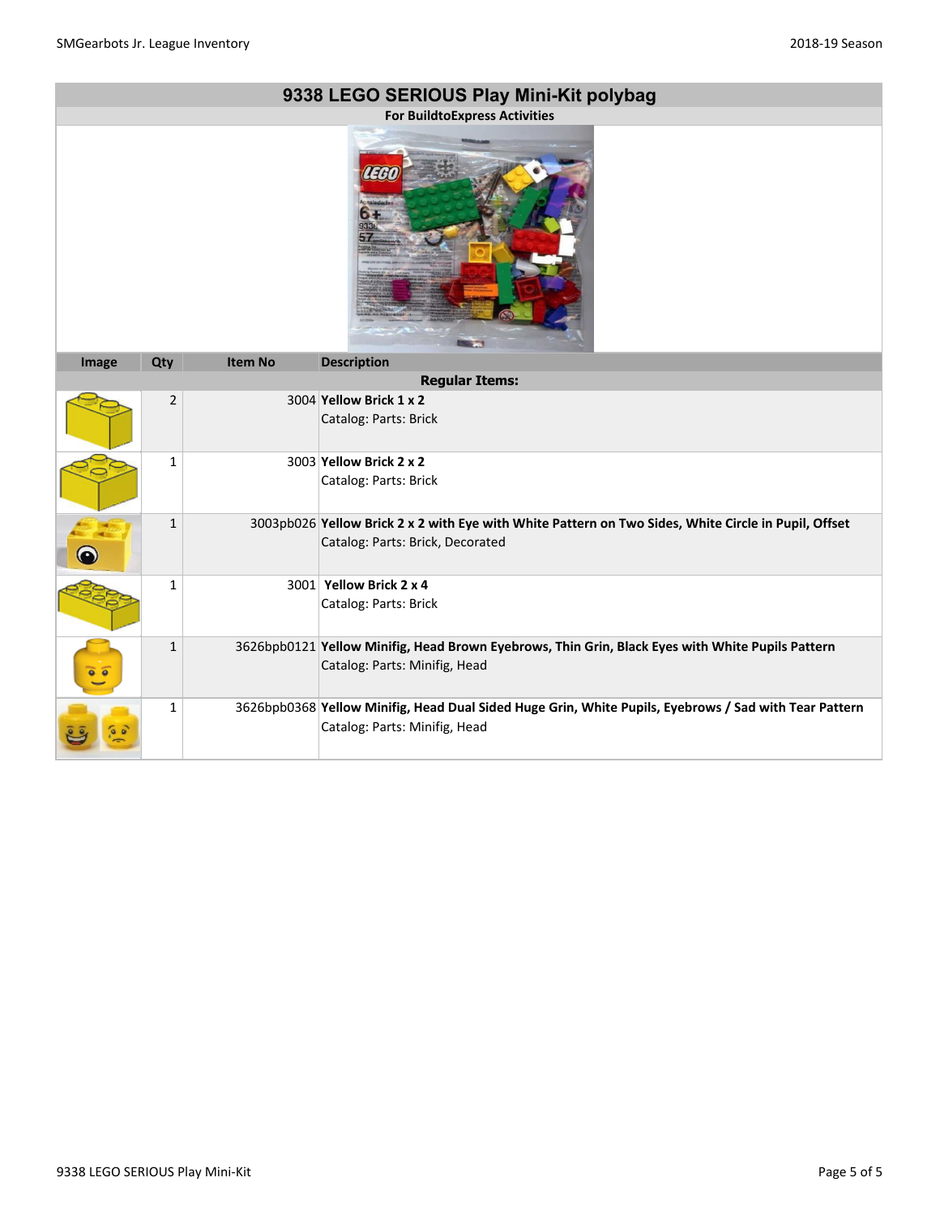# 9338 LEGO SERIOUS Play Mini-Kit polybag

**For BuildtoExpress Activities**

| Image | Qty | Item No | Description |
|---|---|---|---|
| | | | **Regular Items:** |
| | 2 | 3004 | **Yellow Brick 1 x 2**<br>Catalog: Parts: Brick |
| | 1 | 3003 | **Yellow Brick 2 x 2**<br>Catalog: Parts: Brick |
| | 1 | 3003pb026 | **Yellow Brick 2 x 2 with Eye with White Pattern on Two Sides, White Circle in Pupil, Offset**<br>Catalog: Parts: Brick, Decorated |
| | 1 | 3001 | **Yellow Brick 2 x 4**<br>Catalog: Parts: Brick |
| | 1 | 3626bpb0121 | **Yellow Minifig, Head Brown Eyebrows, Thin Grin, Black Eyes with White Pupils Pattern**<br>Catalog: Parts: Minifig, Head |
| | 1 | 3626bpb0368 | **Yellow Minifig, Head Dual Sided Huge Grin, White Pupils, Eyebrows / Sad with Tear Pattern**<br>Catalog: Parts: Minifig, Head |